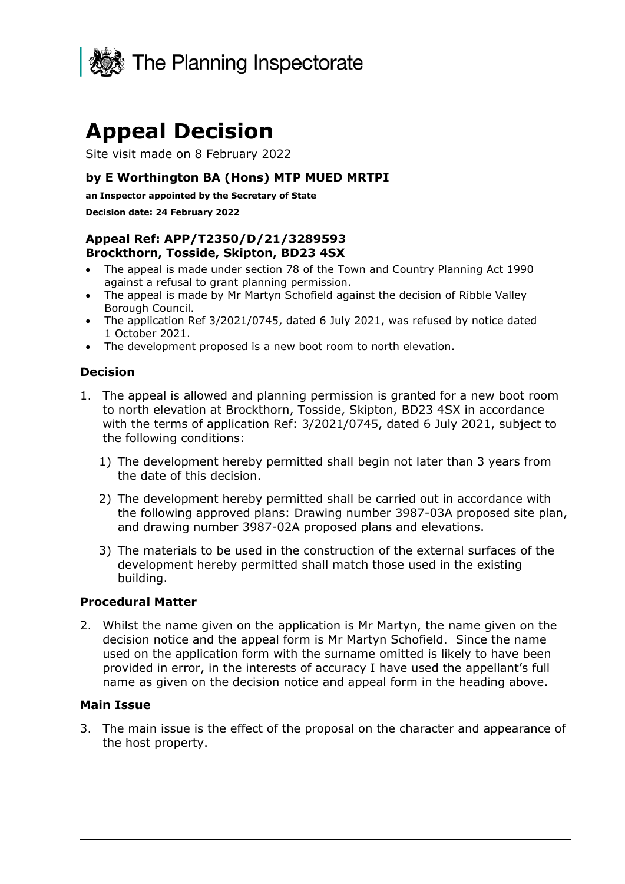The Planning Inspectorate

# Appeal Decision

Site visit made on 8 February 2022

### by E Worthington BA (Hons) MTP MUED MRTPI

**an Inspector appointed by the Secretary of State**

**Decision date: 24 February 2022**

### Appeal Ref: APP/T2350/D/21/3289593
### Brockthorn, Tosside, Skipton, BD23 4SX

- The appeal is made under section 78 of the Town and Country Planning Act 1990 against a refusal to grant planning permission.
- The appeal is made by Mr Martyn Schofield against the decision of Ribble Valley Borough Council.
- The application Ref 3/2021/0745, dated 6 July 2021, was refused by notice dated 1 October 2021.
- The development proposed is a new boot room to north elevation.

## Decision

1. The appeal is allowed and planning permission is granted for a new boot room to north elevation at Brockthorn, Tosside, Skipton, BD23 4SX in accordance with the terms of application Ref: 3/2021/0745, dated 6 July 2021, subject to the following conditions:

   1) The development hereby permitted shall begin not later than 3 years from the date of this decision.

   2) The development hereby permitted shall be carried out in accordance with the following approved plans: Drawing number 3987-03A proposed site plan, and drawing number 3987-02A proposed plans and elevations.

   3) The materials to be used in the construction of the external surfaces of the development hereby permitted shall match those used in the existing building.

## Procedural Matter

2. Whilst the name given on the application is Mr Martyn, the name given on the decision notice and the appeal form is Mr Martyn Schofield. Since the name used on the application form with the surname omitted is likely to have been provided in error, in the interests of accuracy I have used the appellant's full name as given on the decision notice and appeal form in the heading above.

## Main Issue

3. The main issue is the effect of the proposal on the character and appearance of the host property.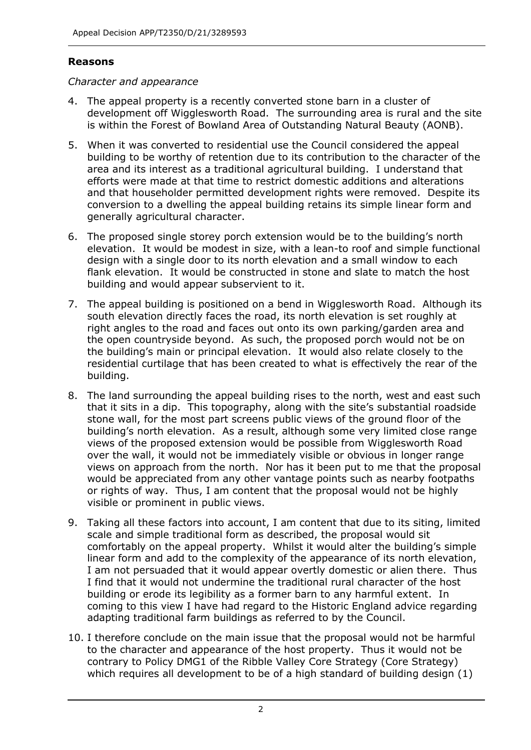## Reasons

*Character and appearance*

4. The appeal property is a recently converted stone barn in a cluster of development off Wigglesworth Road. The surrounding area is rural and the site is within the Forest of Bowland Area of Outstanding Natural Beauty (AONB).

5. When it was converted to residential use the Council considered the appeal building to be worthy of retention due to its contribution to the character of the area and its interest as a traditional agricultural building. I understand that efforts were made at that time to restrict domestic additions and alterations and that householder permitted development rights were removed. Despite its conversion to a dwelling the appeal building retains its simple linear form and generally agricultural character.

6. The proposed single storey porch extension would be to the building's north elevation. It would be modest in size, with a lean-to roof and simple functional design with a single door to its north elevation and a small window to each flank elevation. It would be constructed in stone and slate to match the host building and would appear subservient to it.

7. The appeal building is positioned on a bend in Wigglesworth Road. Although its south elevation directly faces the road, its north elevation is set roughly at right angles to the road and faces out onto its own parking/garden area and the open countryside beyond. As such, the proposed porch would not be on the building's main or principal elevation. It would also relate closely to the residential curtilage that has been created to what is effectively the rear of the building.

8. The land surrounding the appeal building rises to the north, west and east such that it sits in a dip. This topography, along with the site's substantial roadside stone wall, for the most part screens public views of the ground floor of the building's north elevation. As a result, although some very limited close range views of the proposed extension would be possible from Wigglesworth Road over the wall, it would not be immediately visible or obvious in longer range views on approach from the north. Nor has it been put to me that the proposal would be appreciated from any other vantage points such as nearby footpaths or rights of way. Thus, I am content that the proposal would not be highly visible or prominent in public views.

9. Taking all these factors into account, I am content that due to its siting, limited scale and simple traditional form as described, the proposal would sit comfortably on the appeal property. Whilst it would alter the building's simple linear form and add to the complexity of the appearance of its north elevation, I am not persuaded that it would appear overtly domestic or alien there. Thus I find that it would not undermine the traditional rural character of the host building or erode its legibility as a former barn to any harmful extent. In coming to this view I have had regard to the Historic England advice regarding adapting traditional farm buildings as referred to by the Council.

10. I therefore conclude on the main issue that the proposal would not be harmful to the character and appearance of the host property. Thus it would not be contrary to Policy DMG1 of the Ribble Valley Core Strategy (Core Strategy) which requires all development to be of a high standard of building design (1)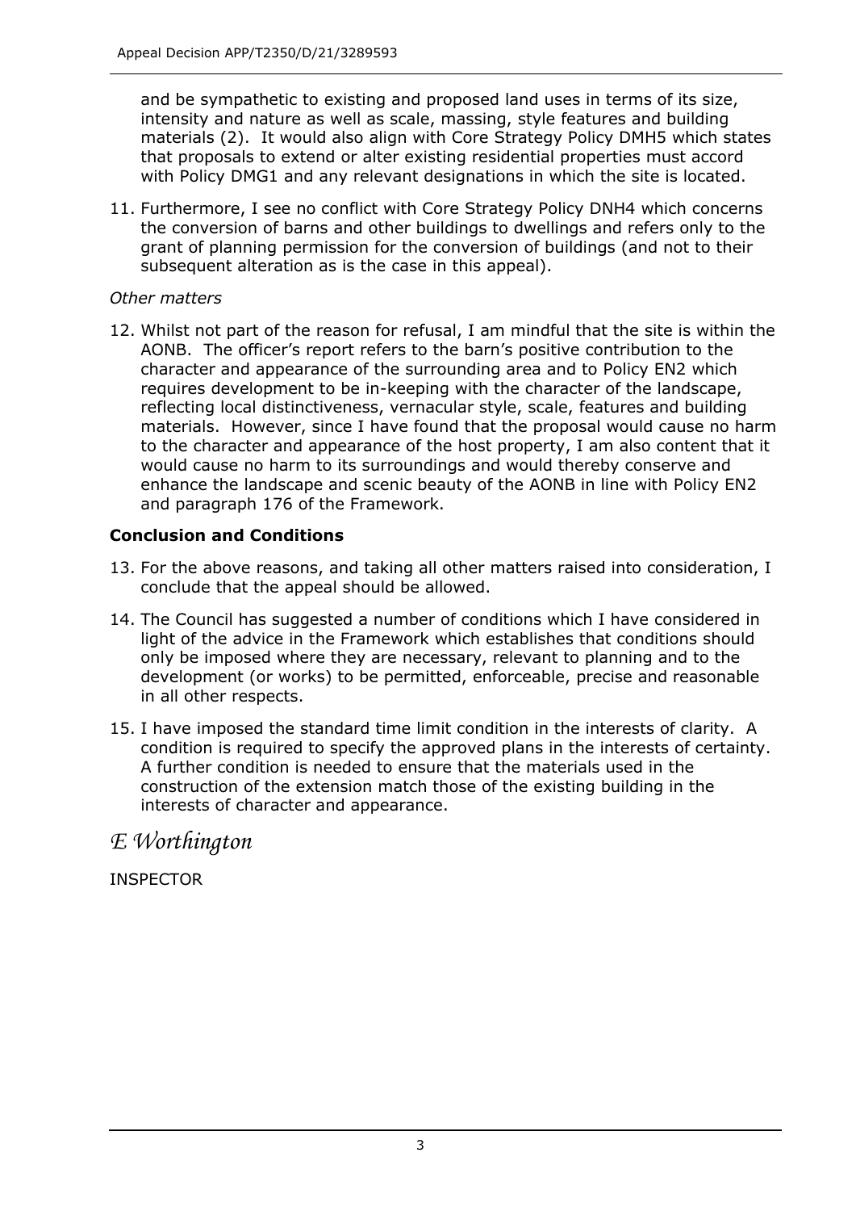and be sympathetic to existing and proposed land uses in terms of its size, intensity and nature as well as scale, massing, style features and building materials (2). It would also align with Core Strategy Policy DMH5 which states that proposals to extend or alter existing residential properties must accord with Policy DMG1 and any relevant designations in which the site is located.

11. Furthermore, I see no conflict with Core Strategy Policy DNH4 which concerns the conversion of barns and other buildings to dwellings and refers only to the grant of planning permission for the conversion of buildings (and not to their subsequent alteration as is the case in this appeal).

*Other matters*

12. Whilst not part of the reason for refusal, I am mindful that the site is within the AONB. The officer's report refers to the barn's positive contribution to the character and appearance of the surrounding area and to Policy EN2 which requires development to be in-keeping with the character of the landscape, reflecting local distinctiveness, vernacular style, scale, features and building materials. However, since I have found that the proposal would cause no harm to the character and appearance of the host property, I am also content that it would cause no harm to its surroundings and would thereby conserve and enhance the landscape and scenic beauty of the AONB in line with Policy EN2 and paragraph 176 of the Framework.

## Conclusion and Conditions

13. For the above reasons, and taking all other matters raised into consideration, I conclude that the appeal should be allowed.

14. The Council has suggested a number of conditions which I have considered in light of the advice in the Framework which establishes that conditions should only be imposed where they are necessary, relevant to planning and to the development (or works) to be permitted, enforceable, precise and reasonable in all other respects.

15. I have imposed the standard time limit condition in the interests of clarity. A condition is required to specify the approved plans in the interests of certainty. A further condition is needed to ensure that the materials used in the construction of the extension match those of the existing building in the interests of character and appearance.

*E Worthington*

INSPECTOR